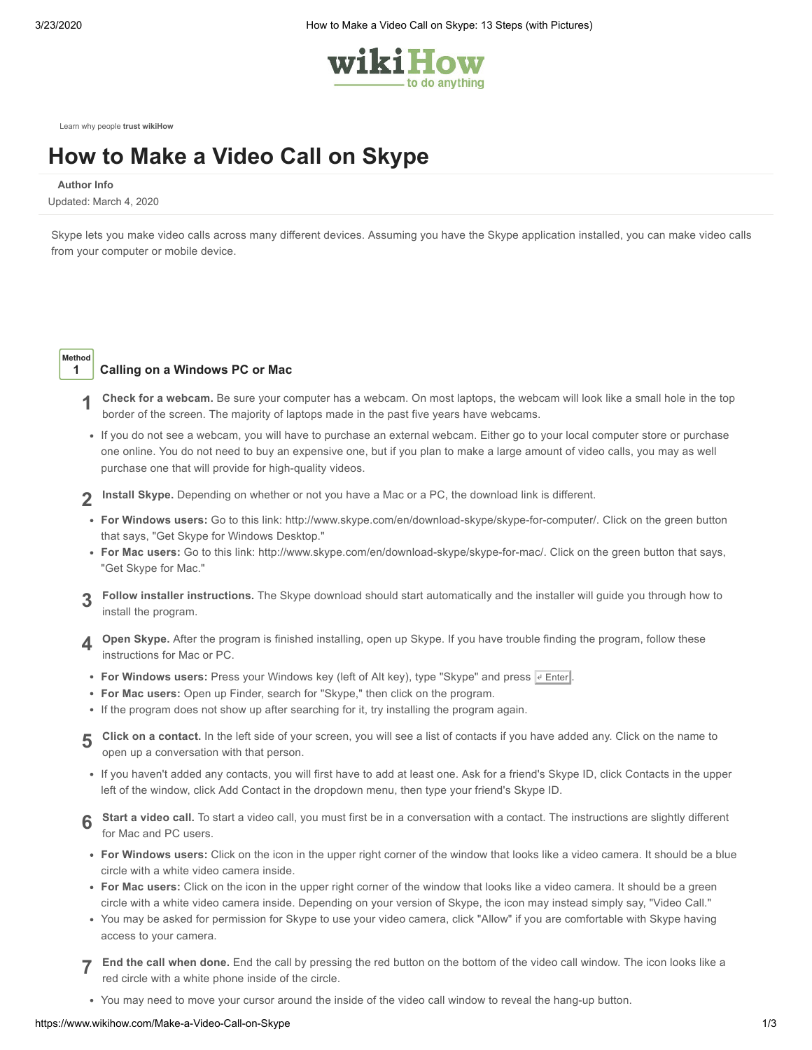wikiHow to do anything

Learn why people **trust wikiHow**

# How to Make a Video Call on Skype

Author Info

Updated: March 4, 2020

Skype lets you make video calls across many different devices. Assuming you have the Skype application installed, you can make video calls from your computer or mobile device.

## Method 1 Calling on a Windows PC or Mac

1. **Check for a webcam.** Be sure your computer has a webcam. On most laptops, the webcam will look like a small hole in the top border of the screen. The majority of laptops made in the past five years have webcams.
   - If you do not see a webcam, you will have to purchase an external webcam. Either go to your local computer store or purchase one online. You do not need to buy an expensive one, but if you plan to make a large amount of video calls, you may as well purchase one that will provide for high-quality videos.

2. **Install Skype.** Depending on whether or not you have a Mac or a PC, the download link is different.
   - **For Windows users:** Go to this link: http://www.skype.com/en/download-skype/skype-for-computer/. Click on the green button that says, "Get Skype for Windows Desktop."
   - **For Mac users:** Go to this link: http://www.skype.com/en/download-skype/skype-for-mac/. Click on the green button that says, "Get Skype for Mac."

3. **Follow installer instructions.** The Skype download should start automatically and the installer will guide you through how to install the program.

4. **Open Skype.** After the program is finished installing, open up Skype. If you have trouble finding the program, follow these instructions for Mac or PC.
   - **For Windows users:** Press your Windows key (left of Alt key), type "Skype" and press ↵ Enter.
   - **For Mac users:** Open up Finder, search for "Skype," then click on the program.
   - If the program does not show up after searching for it, try installing the program again.

5. **Click on a contact.** In the left side of your screen, you will see a list of contacts if you have added any. Click on the name to open up a conversation with that person.
   - If you haven't added any contacts, you will first have to add at least one. Ask for a friend's Skype ID, click Contacts in the upper left of the window, click Add Contact in the dropdown menu, then type your friend's Skype ID.

6. **Start a video call.** To start a video call, you must first be in a conversation with a contact. The instructions are slightly different for Mac and PC users.
   - **For Windows users:** Click on the icon in the upper right corner of the window that looks like a video camera. It should be a blue circle with a white video camera inside.
   - **For Mac users:** Click on the icon in the upper right corner of the window that looks like a video camera. It should be a green circle with a white video camera inside. Depending on your version of Skype, the icon may instead simply say, "Video Call."
   - You may be asked for permission for Skype to use your video camera, click "Allow" if you are comfortable with Skype having access to your camera.

7. **End the call when done.** End the call by pressing the red button on the bottom of the video call window. The icon looks like a red circle with a white phone inside of the circle.
   - You may need to move your cursor around the inside of the video call window to reveal the hang-up button.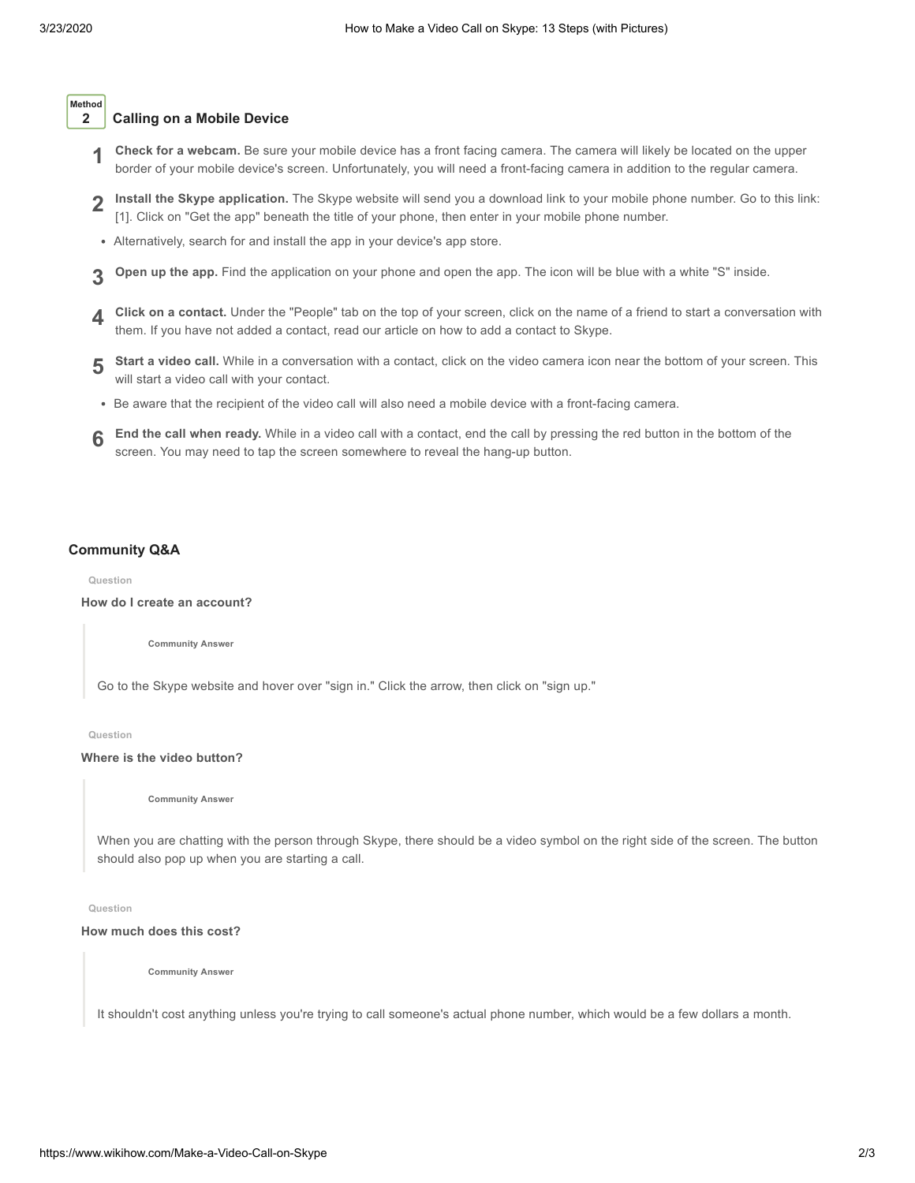## Method 2 Calling on a Mobile Device

1. **Check for a webcam.** Be sure your mobile device has a front facing camera. The camera will likely be located on the upper border of your mobile device's screen. Unfortunately, you will need a front-facing camera in addition to the regular camera.

2. **Install the Skype application.** The Skype website will send you a download link to your mobile phone number. Go to this link: [1]. Click on "Get the app" beneath the title of your phone, then enter in your mobile phone number.
   - Alternatively, search for and install the app in your device's app store.

3. **Open up the app.** Find the application on your phone and open the app. The icon will be blue with a white "S" inside.

4. **Click on a contact.** Under the "People" tab on the top of your screen, click on the name of a friend to start a conversation with them. If you have not added a contact, read our article on how to add a contact to Skype.

5. **Start a video call.** While in a conversation with a contact, click on the video camera icon near the bottom of your screen. This will start a video call with your contact.
   - Be aware that the recipient of the video call will also need a mobile device with a front-facing camera.

6. **End the call when ready.** While in a video call with a contact, end the call by pressing the red button in the bottom of the screen. You may need to tap the screen somewhere to reveal the hang-up button.

## Community Q&A

Question

**How do I create an account?**

> Community Answer
>
> Go to the Skype website and hover over "sign in." Click the arrow, then click on "sign up."

Question

**Where is the video button?**

> Community Answer
>
> When you are chatting with the person through Skype, there should be a video symbol on the right side of the screen. The button should also pop up when you are starting a call.

Question

**How much does this cost?**

> Community Answer
>
> It shouldn't cost anything unless you're trying to call someone's actual phone number, which would be a few dollars a month.